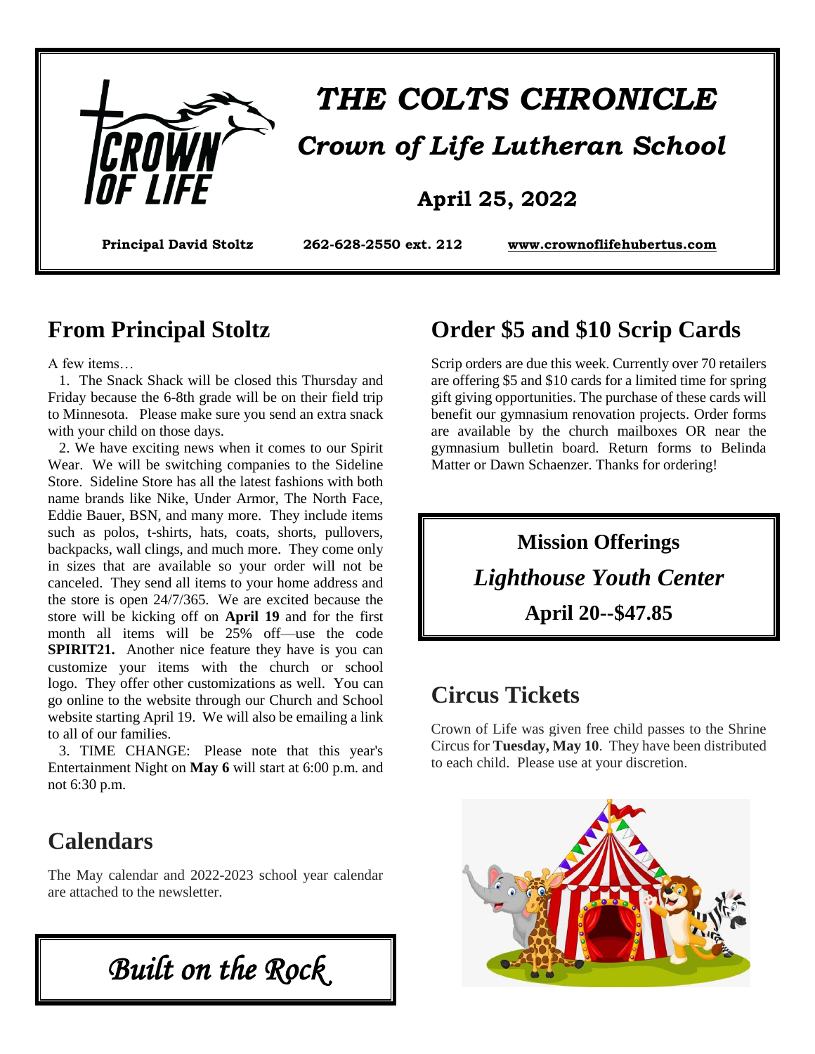# THE COLTS CHRONICLE

## Crown of Life Lutheran School

**April 25, 2022**

**Principal David Stoltz** **262-628-2550 ext. 212** **www.crownoflifehubertus.com**

## From Principal Stoltz

A few items…

1. The Snack Shack will be closed this Thursday and Friday because the 6-8th grade will be on their field trip to Minnesota. Please make sure you send an extra snack with your child on those days.

2. We have exciting news when it comes to our Spirit Wear. We will be switching companies to the Sideline Store. Sideline Store has all the latest fashions with both name brands like Nike, Under Armor, The North Face, Eddie Bauer, BSN, and many more. They include items such as polos, t-shirts, hats, coats, shorts, pullovers, backpacks, wall clings, and much more. They come only in sizes that are available so your order will not be canceled. They send all items to your home address and the store is open 24/7/365. We are excited because the store will be kicking off on **April 19** and for the first month all items will be 25% off—use the code **SPIRIT21.** Another nice feature they have is you can customize your items with the church or school logo. They offer other customizations as well. You can go online to the website through our Church and School website starting April 19. We will also be emailing a link to all of our families.

3. TIME CHANGE: Please note that this year's Entertainment Night on **May 6** will start at 6:00 p.m. and not 6:30 p.m.

## Calendars

The May calendar and 2022-2023 school year calendar are attached to the newsletter.

*Built on the Rock*

## Order $5 and $10 Scrip Cards

Scrip orders are due this week. Currently over 70 retailers are offering $5 and $10 cards for a limited time for spring gift giving opportunities. The purchase of these cards will benefit our gymnasium renovation projects. Order forms are available by the church mailboxes OR near the gymnasium bulletin board. Return forms to Belinda Matter or Dawn Schaenzer. Thanks for ordering!

**Mission Offerings**

***Lighthouse Youth Center***

**April 20--$47.85**

## Circus Tickets

Crown of Life was given free child passes to the Shrine Circus for **Tuesday, May 10**. They have been distributed to each child. Please use at your discretion.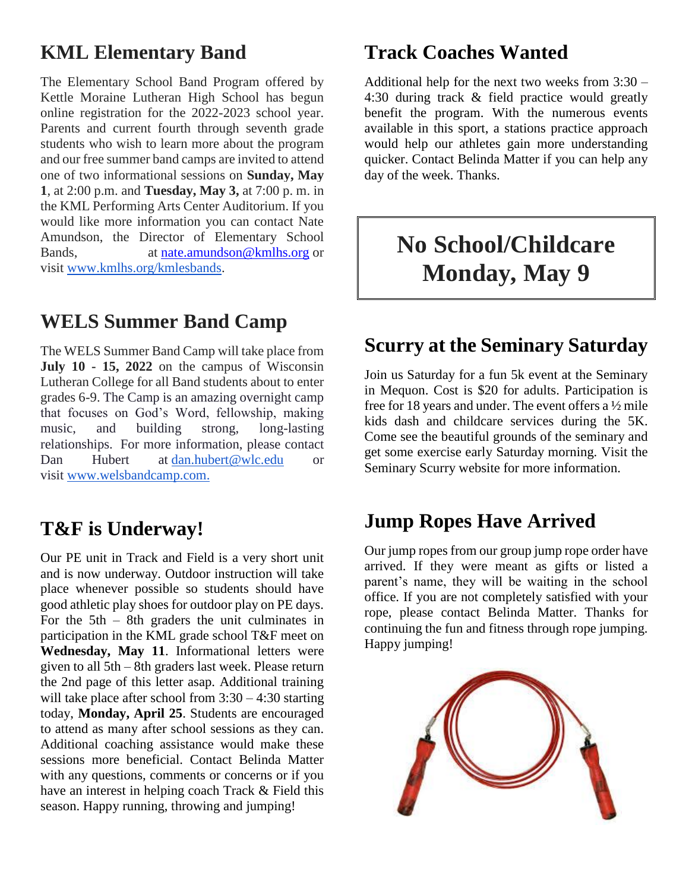## KML Elementary Band

The Elementary School Band Program offered by Kettle Moraine Lutheran High School has begun online registration for the 2022-2023 school year. Parents and current fourth through seventh grade students who wish to learn more about the program and our free summer band camps are invited to attend one of two informational sessions on **Sunday, May 1**, at 2:00 p.m. and **Tuesday, May 3,** at 7:00 p. m. in the KML Performing Arts Center Auditorium. If you would like more information you can contact Nate Amundson, the Director of Elementary School Bands, at nate.amundson@kmlhs.org or visit www.kmlhs.org/kmlesbands.

## WELS Summer Band Camp

The WELS Summer Band Camp will take place from **July 10 - 15, 2022** on the campus of Wisconsin Lutheran College for all Band students about to enter grades 6-9. The Camp is an amazing overnight camp that focuses on God's Word, fellowship, making music, and building strong, long-lasting relationships. For more information, please contact Dan Hubert at dan.hubert@wlc.edu or visit www.welsbandcamp.com.

## T&F is Underway!

Our PE unit in Track and Field is a very short unit and is now underway. Outdoor instruction will take place whenever possible so students should have good athletic play shoes for outdoor play on PE days. For the 5th – 8th graders the unit culminates in participation in the KML grade school T&F meet on **Wednesday, May 11**. Informational letters were given to all 5th – 8th graders last week. Please return the 2nd page of this letter asap. Additional training will take place after school from 3:30 – 4:30 starting today, **Monday, April 25**. Students are encouraged to attend as many after school sessions as they can. Additional coaching assistance would make these sessions more beneficial. Contact Belinda Matter with any questions, comments or concerns or if you have an interest in helping coach Track & Field this season. Happy running, throwing and jumping!

## Track Coaches Wanted

Additional help for the next two weeks from 3:30 – 4:30 during track & field practice would greatly benefit the program. With the numerous events available in this sport, a stations practice approach would help our athletes gain more understanding quicker. Contact Belinda Matter if you can help any day of the week. Thanks.

# No School/Childcare Monday, May 9

## Scurry at the Seminary Saturday

Join us Saturday for a fun 5k event at the Seminary in Mequon. Cost is $20 for adults. Participation is free for 18 years and under. The event offers a ½ mile kids dash and childcare services during the 5K. Come see the beautiful grounds of the seminary and get some exercise early Saturday morning. Visit the Seminary Scurry website for more information.

## Jump Ropes Have Arrived

Our jump ropes from our group jump rope order have arrived. If they were meant as gifts or listed a parent's name, they will be waiting in the school office. If you are not completely satisfied with your rope, please contact Belinda Matter. Thanks for continuing the fun and fitness through rope jumping. Happy jumping!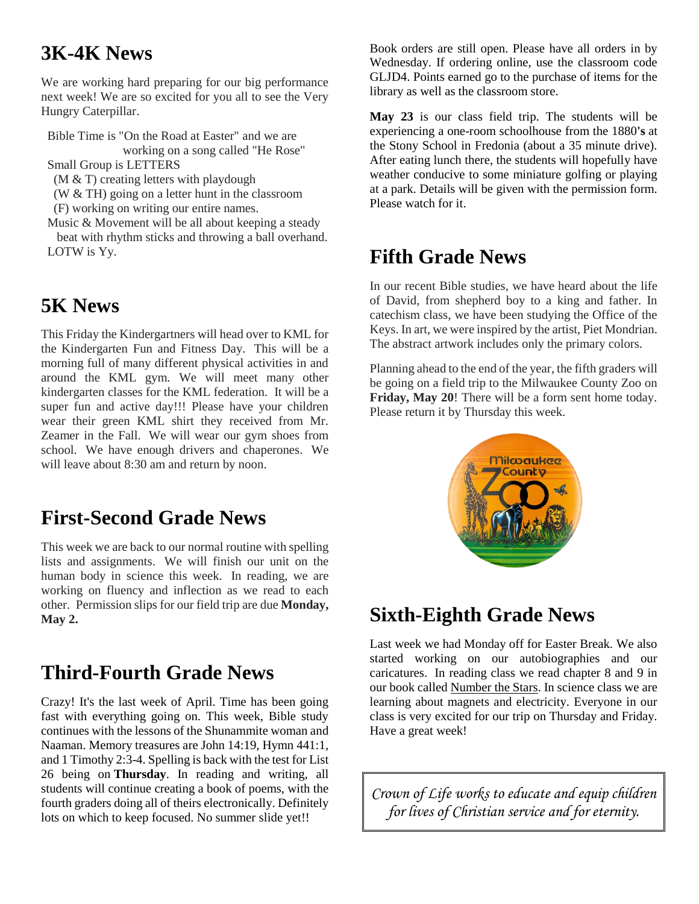## 3K-4K News

We are working hard preparing for our big performance next week! We are so excited for you all to see the Very Hungry Caterpillar.

Bible Time is "On the Road at Easter" and we are working on a song called "He Rose"
Small Group is LETTERS
(M & T) creating letters with playdough
(W & TH) going on a letter hunt in the classroom
(F) working on writing our entire names.
Music & Movement will be all about keeping a steady beat with rhythm sticks and throwing a ball overhand.
LOTW is Yy.

## 5K News

This Friday the Kindergartners will head over to KML for the Kindergarten Fun and Fitness Day. This will be a morning full of many different physical activities in and around the KML gym. We will meet many other kindergarten classes for the KML federation. It will be a super fun and active day!!! Please have your children wear their green KML shirt they received from Mr. Zeamer in the Fall. We will wear our gym shoes from school. We have enough drivers and chaperones. We will leave about 8:30 am and return by noon.

## First-Second Grade News

This week we are back to our normal routine with spelling lists and assignments. We will finish our unit on the human body in science this week. In reading, we are working on fluency and inflection as we read to each other. Permission slips for our field trip are due **Monday, May 2.**

## Third-Fourth Grade News

Crazy! It's the last week of April. Time has been going fast with everything going on. This week, Bible study continues with the lessons of the Shunammite woman and Naaman. Memory treasures are John 14:19, Hymn 441:1, and 1 Timothy 2:3-4. Spelling is back with the test for List 26 being on **Thursday**. In reading and writing, all students will continue creating a book of poems, with the fourth graders doing all of theirs electronically. Definitely lots on which to keep focused. No summer slide yet!!

Book orders are still open. Please have all orders in by Wednesday. If ordering online, use the classroom code GLJD4. Points earned go to the purchase of items for the library as well as the classroom store.

**May 23** is our class field trip. The students will be experiencing a one-room schoolhouse from the 1880**'s** at the Stony School in Fredonia (about a 35 minute drive). After eating lunch there, the students will hopefully have weather conducive to some miniature golfing or playing at a park. Details will be given with the permission form. Please watch for it.

## Fifth Grade News

In our recent Bible studies, we have heard about the life of David, from shepherd boy to a king and father. In catechism class, we have been studying the Office of the Keys. In art, we were inspired by the artist, Piet Mondrian. The abstract artwork includes only the primary colors.

Planning ahead to the end of the year, the fifth graders will be going on a field trip to the Milwaukee County Zoo on **Friday, May 20**! There will be a form sent home today. Please return it by Thursday this week.

## Sixth-Eighth Grade News

Last week we had Monday off for Easter Break. We also started working on our autobiographies and our caricatures. In reading class we read chapter 8 and 9 in our book called Number the Stars. In science class we are learning about magnets and electricity. Everyone in our class is very excited for our trip on Thursday and Friday. Have a great week!

*Crown of Life works to educate and equip children for lives of Christian service and for eternity.*